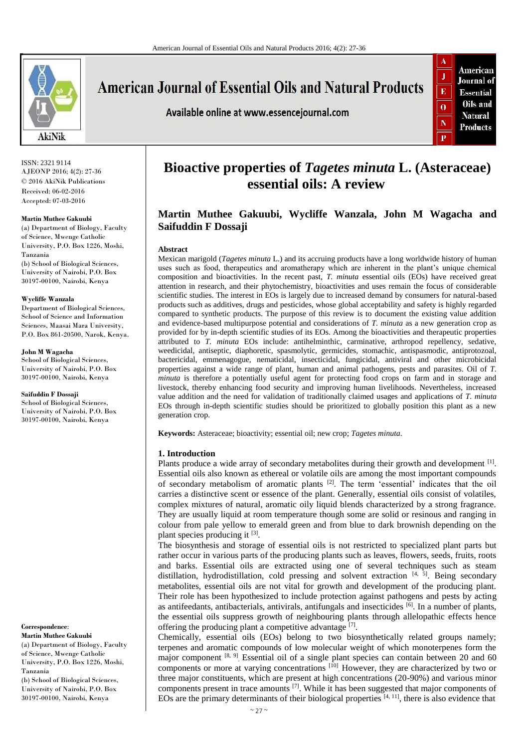ISSN: 2321 9114
AJEONP 2016; 4(2): 27-36
© 2016 AkiNik Publications
Received: 06-02-2016
Accepted: 07-03-2016

**Martin Muthee Gakuubi**
(a) Department of Biology, Faculty of Science, Mwenge Catholic University, P.O. Box 1226, Moshi, Tanzania
(b) School of Biological Sciences, University of Nairobi, P.O. Box 30197-00100, Nairobi, Kenya

**Wycliffe Wanzala**
Department of Biological Sciences, School of Science and Information Sciences, Maasai Mara University, P.O. Box 861-20500, Narok, Kenya.

**John M Wagacha**
School of Biological Sciences, University of Nairobi, P.O. Box 30197-00100, Nairobi, Kenya

**Saifuddin F Dossaji**
School of Biological Sciences, University of Nairobi, P.O. Box 30197-00100, Nairobi, Kenya

**Correspondence**:
**Martin Muthee Gakuubi**
(a) Department of Biology, Faculty of Science, Mwenge Catholic University, P.O. Box 1226, Moshi, Tanzania
(b) School of Biological Sciences, University of Nairobi, P.O. Box 30197-00100, Nairobi, Kenya

# Bioactive properties of *Tagetes minuta* L. (Asteraceae) essential oils: A review

**Martin Muthee Gakuubi, Wycliffe Wanzala, John M Wagacha and Saifuddin F Dossaji**

**Abstract**

Mexican marigold (*Tagetes minuta* L.) and its accruing products have a long worldwide history of human uses such as food, therapeutics and aromatherapy which are inherent in the plant's unique chemical composition and bioactivities. In the recent past, *T. minuta* essential oils (EOs) have received great attention in research, and their phytochemistry, bioactivities and uses remain the focus of considerable scientific studies. The interest in EOs is largely due to increased demand by consumers for natural-based products such as additives, drugs and pesticides, whose global acceptability and safety is highly regarded compared to synthetic products. The purpose of this review is to document the existing value addition and evidence-based multipurpose potential and considerations of *T. minuta* as a new generation crop as provided for by in-depth scientific studies of its EOs. Among the bioactivities and therapeutic properties attributed to *T. minuta* EOs include: antihelminthic, carminative, arthropod repellency, sedative, weedicidal, antiseptic, diaphoretic, spasmolytic, germicides, stomachic, antispasmodic, antiprotozoal, bactericidal, emmenagogue, nematicidal, insecticidal, fungicidal, antiviral and other microbicidal properties against a wide range of plant, human and animal pathogens, pests and parasites. Oil of *T. minuta* is therefore a potentially useful agent for protecting food crops on farm and in storage and livestock, thereby enhancing food security and improving human livelihoods. Nevertheless, increased value addition and the need for validation of traditionally claimed usages and applications of *T. minuta* EOs through in-depth scientific studies should be prioritized to globally position this plant as a new generation crop.

**Keywords:** Asteraceae; bioactivity; essential oil; new crop; *Tagetes minuta*.

## 1. Introduction

Plants produce a wide array of secondary metabolites during their growth and development [1]. Essential oils also known as ethereal or volatile oils are among the most important compounds of secondary metabolism of aromatic plants [2]. The term 'essential' indicates that the oil carries a distinctive scent or essence of the plant. Generally, essential oils consist of volatiles, complex mixtures of natural, aromatic oily liquid blends characterized by a strong fragrance. They are usually liquid at room temperature though some are solid or resinous and ranging in colour from pale yellow to emerald green and from blue to dark brownish depending on the plant species producing it [3].

The biosynthesis and storage of essential oils is not restricted to specialized plant parts but rather occur in various parts of the producing plants such as leaves, flowers, seeds, fruits, roots and barks. Essential oils are extracted using one of several techniques such as steam distillation, hydrodistillation, cold pressing and solvent extraction [4, 5]. Being secondary metabolites, essential oils are not vital for growth and development of the producing plant. Their role has been hypothesized to include protection against pathogens and pests by acting as antifeedants, antibacterials, antivirals, antifungals and insecticides [6]. In a number of plants, the essential oils suppress growth of neighbouring plants through allelopathic effects hence offering the producing plant a competitive advantage [7].

Chemically, essential oils (EOs) belong to two biosynthetically related groups namely; terpenes and aromatic compounds of low molecular weight of which monoterpenes form the major component [8, 9]. Essential oil of a single plant species can contain between 20 and 60 components or more at varying concentrations [10]. However, they are characterized by two or three major constituents, which are present at high concentrations (20-90%) and various minor components present in trace amounts [7]. While it has been suggested that major components of EOs are the primary determinants of their biological properties [4, 11], there is also evidence that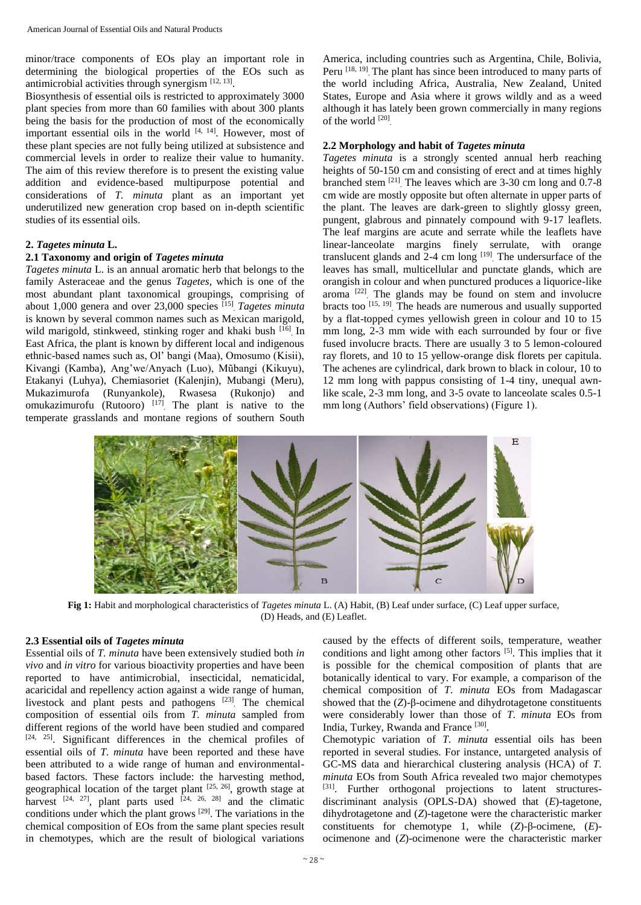minor/trace components of EOs play an important role in determining the biological properties of the EOs such as antimicrobial activities through synergism [12, 13].

Biosynthesis of essential oils is restricted to approximately 3000 plant species from more than 60 families with about 300 plants being the basis for the production of most of the economically important essential oils in the world [4, 14]. However, most of these plant species are not fully being utilized at subsistence and commercial levels in order to realize their value to humanity. The aim of this review therefore is to present the existing value addition and evidence-based multipurpose potential and considerations of *T. minuta* plant as an important yet underutilized new generation crop based on in-depth scientific studies of its essential oils.

## 2. *Tagetes minuta* L.

### 2.1 Taxonomy and origin of *Tagetes minuta*

*Tagetes minuta* L. is an annual aromatic herb that belongs to the family Asteraceae and the genus *Tagetes*, which is one of the most abundant plant taxonomical groupings, comprising of about 1,000 genera and over 23,000 species [15]. *Tagetes minuta* is known by several common names such as Mexican marigold, wild marigold, stinkweed, stinking roger and khaki bush [16]. In East Africa, the plant is known by different local and indigenous ethnic-based names such as, Ol' bangi (Maa), Omosumo (Kisii), Kivangi (Kamba), Ang'we/Anyach (Luo), Mũbangi (Kikuyu), Etakanyi (Luhya), Chemiasoriet (Kalenjin), Mubangi (Meru), Mukazimurofa (Runyankole), Rwasesa (Rukonjo) and omukazimurofu (Rutooro) [17]. The plant is native to the temperate grasslands and montane regions of southern South America, including countries such as Argentina, Chile, Bolivia, Peru [18, 19]. The plant has since been introduced to many parts of the world including Africa, Australia, New Zealand, United States, Europe and Asia where it grows wildly and as a weed although it has lately been grown commercially in many regions of the world [20].

### 2.2 Morphology and habit of *Tagetes minuta*

*Tagetes minuta* is a strongly scented annual herb reaching heights of 50-150 cm and consisting of erect and at times highly branched stem [21]. The leaves which are 3-30 cm long and 0.7-8 cm wide are mostly opposite but often alternate in upper parts of the plant. The leaves are dark-green to slightly glossy green, pungent, glabrous and pinnately compound with 9-17 leaflets. The leaf margins are acute and serrate while the leaflets have linear-lanceolate margins finely serrulate, with orange translucent glands and 2-4 cm long [19]. The undersurface of the leaves has small, multicellular and punctate glands, which are orangish in colour and when punctured produces a liquorice-like aroma [22]. The glands may be found on stem and involucre bracts too [15, 19]. The heads are numerous and usually supported by a flat-topped cymes yellowish green in colour and 10 to 15 mm long, 2-3 mm wide with each surrounded by four or five fused involucre bracts. There are usually 3 to 5 lemon-coloured ray florets, and 10 to 15 yellow-orange disk florets per capitula. The achenes are cylindrical, dark brown to black in colour, 10 to 12 mm long with pappus consisting of 1-4 tiny, unequal awn-like scale, 2-3 mm long, and 3-5 ovate to lanceolate scales 0.5-1 mm long (Authors' field observations) (Figure 1).

**Fig 1:** Habit and morphological characteristics of *Tagetes minuta* L. (A) Habit, (B) Leaf under surface, (C) Leaf upper surface, (D) Heads, and (E) Leaflet.

### 2.3 Essential oils of *Tagetes minuta*

Essential oils of *T. minuta* have been extensively studied both *in vivo* and *in vitro* for various bioactivity properties and have been reported to have antimicrobial, insecticidal, nematicidal, acaricidal and repellency action against a wide range of human, livestock and plant pests and pathogens [23]. The chemical composition of essential oils from *T. minuta* sampled from different regions of the world have been studied and compared [24, 25]. Significant differences in the chemical profiles of essential oils of *T. minuta* have been reported and these have been attributed to a wide range of human and environmental-based factors. These factors include: the harvesting method, geographical location of the target plant [25, 26], growth stage at harvest [24, 27], plant parts used [24, 26, 28] and the climatic conditions under which the plant grows [29]. The variations in the chemical composition of EOs from the same plant species result in chemotypes, which are the result of biological variations caused by the effects of different soils, temperature, weather conditions and light among other factors [5]. This implies that it is possible for the chemical composition of plants that are botanically identical to vary. For example, a comparison of the chemical composition of *T. minuta* EOs from Madagascar showed that the (*Z*)-β-ocimene and dihydrotagetone constituents were considerably lower than those of *T. minuta* EOs from India, Turkey, Rwanda and France [30].

Chemotypic variation of *T. minuta* essential oils has been reported in several studies. For instance, untargeted analysis of GC-MS data and hierarchical clustering analysis (HCA) of *T. minuta* EOs from South Africa revealed two major chemotypes [31]. Further orthogonal projections to latent structures-discriminant analysis (OPLS-DA) showed that (*E*)-tagetone, dihydrotagetone and (*Z*)-tagetone were the characteristic marker constituents for chemotype 1, while (*Z*)-β-ocimene, (*E*)-ocimenone and (*Z*)-ocimenone were the characteristic marker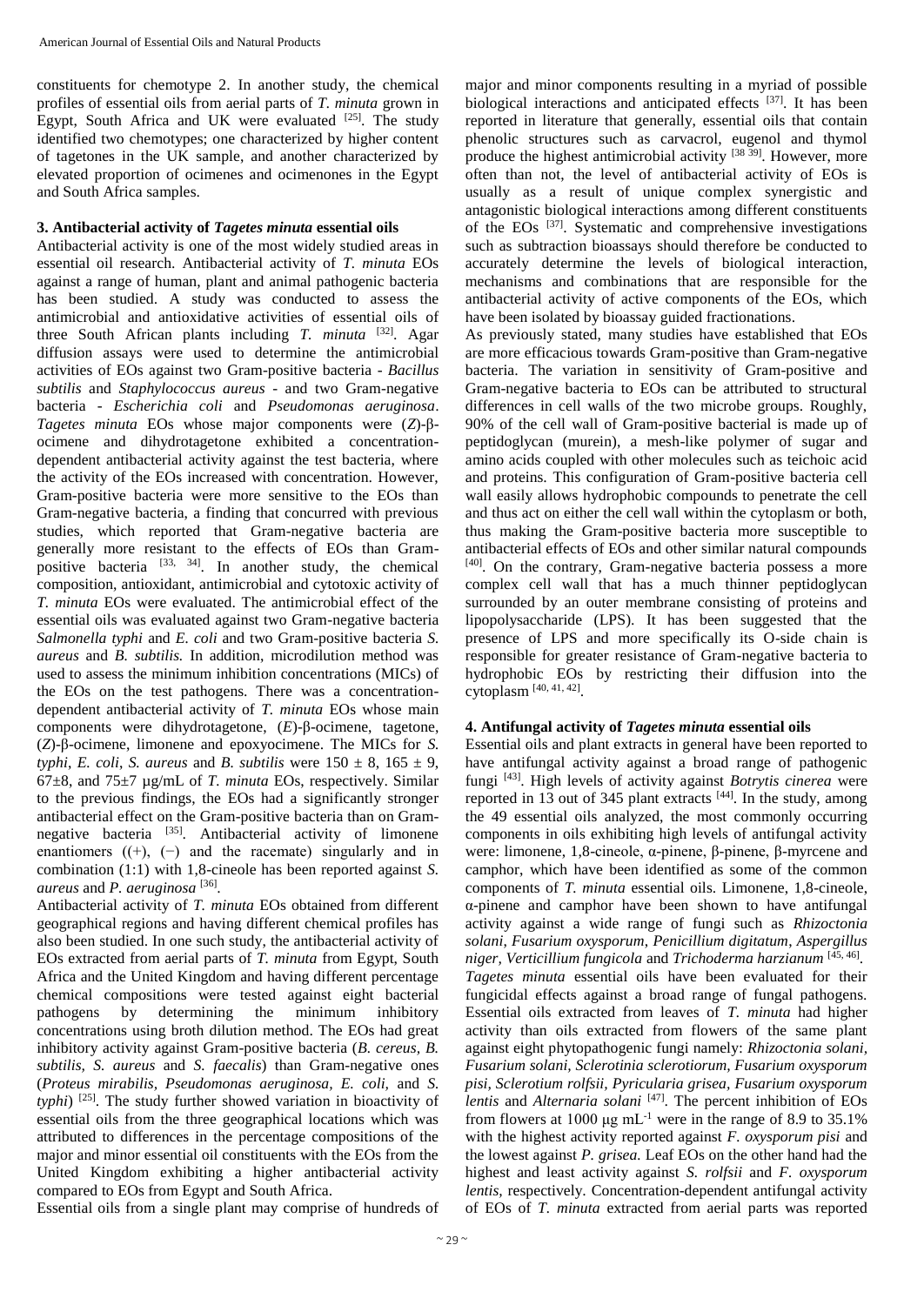constituents for chemotype 2. In another study, the chemical profiles of essential oils from aerial parts of *T. minuta* grown in Egypt, South Africa and UK were evaluated [25]. The study identified two chemotypes; one characterized by higher content of tagetones in the UK sample, and another characterized by elevated proportion of ocimenes and ocimenones in the Egypt and South Africa samples.

## 3. Antibacterial activity of *Tagetes minuta* essential oils

Antibacterial activity is one of the most widely studied areas in essential oil research. Antibacterial activity of *T. minuta* EOs against a range of human, plant and animal pathogenic bacteria has been studied. A study was conducted to assess the antimicrobial and antioxidative activities of essential oils of three South African plants including *T. minuta* [32]. Agar diffusion assays were used to determine the antimicrobial activities of EOs against two Gram-positive bacteria - *Bacillus subtilis* and *Staphylococcus aureus* - and two Gram-negative bacteria - *Escherichia coli* and *Pseudomonas aeruginosa*. *Tagetes minuta* EOs whose major components were (*Z*)-β-ocimene and dihydrotagetone exhibited a concentration-dependent antibacterial activity against the test bacteria, where the activity of the EOs increased with concentration. However, Gram-positive bacteria were more sensitive to the EOs than Gram-negative bacteria, a finding that concurred with previous studies, which reported that Gram-negative bacteria are generally more resistant to the effects of EOs than Gram-positive bacteria [33, 34]. In another study, the chemical composition, antioxidant, antimicrobial and cytotoxic activity of *T. minuta* EOs were evaluated. The antimicrobial effect of the essential oils was evaluated against two Gram-negative bacteria *Salmonella typhi* and *E. coli* and two Gram-positive bacteria *S. aureus* and *B. subtilis.* In addition, microdilution method was used to assess the minimum inhibition concentrations (MICs) of the EOs on the test pathogens. There was a concentration-dependent antibacterial activity of *T. minuta* EOs whose main components were dihydrotagetone, (*E*)-β-ocimene, tagetone, (*Z*)-β-ocimene, limonene and epoxyocimene. The MICs for *S. typhi, E. coli, S. aureus* and *B. subtilis* were 150 ± 8, 165 ± 9, 67±8, and 75±7 µg/mL of *T. minuta* EOs, respectively. Similar to the previous findings, the EOs had a significantly stronger antibacterial effect on the Gram-positive bacteria than on Gram-negative bacteria [35]. Antibacterial activity of limonene enantiomers ((+), (−) and the racemate) singularly and in combination (1:1) with 1,8-cineole has been reported against *S. aureus* and *P. aeruginosa* [36].

Antibacterial activity of *T. minuta* EOs obtained from different geographical regions and having different chemical profiles has also been studied. In one such study, the antibacterial activity of EOs extracted from aerial parts of *T. minuta* from Egypt, South Africa and the United Kingdom and having different percentage chemical compositions were tested against eight bacterial pathogens by determining the minimum inhibitory concentrations using broth dilution method. The EOs had great inhibitory activity against Gram-positive bacteria (*B. cereus, B. subtilis, S. aureus* and *S. faecalis*) than Gram-negative ones (*Proteus mirabilis, Pseudomonas aeruginosa, E. coli,* and *S. typhi*) [25]. The study further showed variation in bioactivity of essential oils from the three geographical locations which was attributed to differences in the percentage compositions of the major and minor essential oil constituents with the EOs from the United Kingdom exhibiting a higher antibacterial activity compared to EOs from Egypt and South Africa.

Essential oils from a single plant may comprise of hundreds of major and minor components resulting in a myriad of possible biological interactions and anticipated effects [37]. It has been reported in literature that generally, essential oils that contain phenolic structures such as carvacrol, eugenol and thymol produce the highest antimicrobial activity [38 39]. However, more often than not, the level of antibacterial activity of EOs is usually as a result of unique complex synergistic and antagonistic biological interactions among different constituents of the EOs [37]. Systematic and comprehensive investigations such as subtraction bioassays should therefore be conducted to accurately determine the levels of biological interaction, mechanisms and combinations that are responsible for the antibacterial activity of active components of the EOs, which have been isolated by bioassay guided fractionations.

As previously stated, many studies have established that EOs are more efficacious towards Gram-positive than Gram-negative bacteria. The variation in sensitivity of Gram-positive and Gram-negative bacteria to EOs can be attributed to structural differences in cell walls of the two microbe groups. Roughly, 90% of the cell wall of Gram-positive bacterial is made up of peptidoglycan (murein), a mesh-like polymer of sugar and amino acids coupled with other molecules such as teichoic acid and proteins. This configuration of Gram-positive bacteria cell wall easily allows hydrophobic compounds to penetrate the cell and thus act on either the cell wall within the cytoplasm or both, thus making the Gram-positive bacteria more susceptible to antibacterial effects of EOs and other similar natural compounds [40]. On the contrary, Gram-negative bacteria possess a more complex cell wall that has a much thinner peptidoglycan surrounded by an outer membrane consisting of proteins and lipopolysaccharide (LPS). It has been suggested that the presence of LPS and more specifically its O-side chain is responsible for greater resistance of Gram-negative bacteria to hydrophobic EOs by restricting their diffusion into the cytoplasm [40, 41, 42].

## 4. Antifungal activity of *Tagetes minuta* essential oils

Essential oils and plant extracts in general have been reported to have antifungal activity against a broad range of pathogenic fungi [43]. High levels of activity against *Botrytis cinerea* were reported in 13 out of 345 plant extracts [44]. In the study, among the 49 essential oils analyzed, the most commonly occurring components in oils exhibiting high levels of antifungal activity were: limonene, 1,8-cineole, α-pinene, β-pinene, β-myrcene and camphor, which have been identified as some of the common components of *T. minuta* essential oils. Limonene, 1,8-cineole, α-pinene and camphor have been shown to have antifungal activity against a wide range of fungi such as *Rhizoctonia solani, Fusarium oxysporum, Penicillium digitatum, Aspergillus niger, Verticillium fungicola* and *Trichoderma harzianum* [45, 46].

*Tagetes minuta* essential oils have been evaluated for their fungicidal effects against a broad range of fungal pathogens. Essential oils extracted from leaves of *T. minuta* had higher activity than oils extracted from flowers of the same plant against eight phytopathogenic fungi namely: *Rhizoctonia solani, Fusarium solani, Sclerotinia sclerotiorum, Fusarium oxysporum pisi, Sclerotium rolfsii, Pyricularia grisea, Fusarium oxysporum lentis* and *Alternaria solani* [47]. The percent inhibition of EOs from flowers at 1000 µg mL$^{-1}$ were in the range of 8.9 to 35.1% with the highest activity reported against *F. oxysporum pisi* and the lowest against *P. grisea.* Leaf EOs on the other hand had the highest and least activity against *S. rolfsii* and *F. oxysporum lentis*, respectively. Concentration-dependent antifungal activity of EOs of *T. minuta* extracted from aerial parts was reported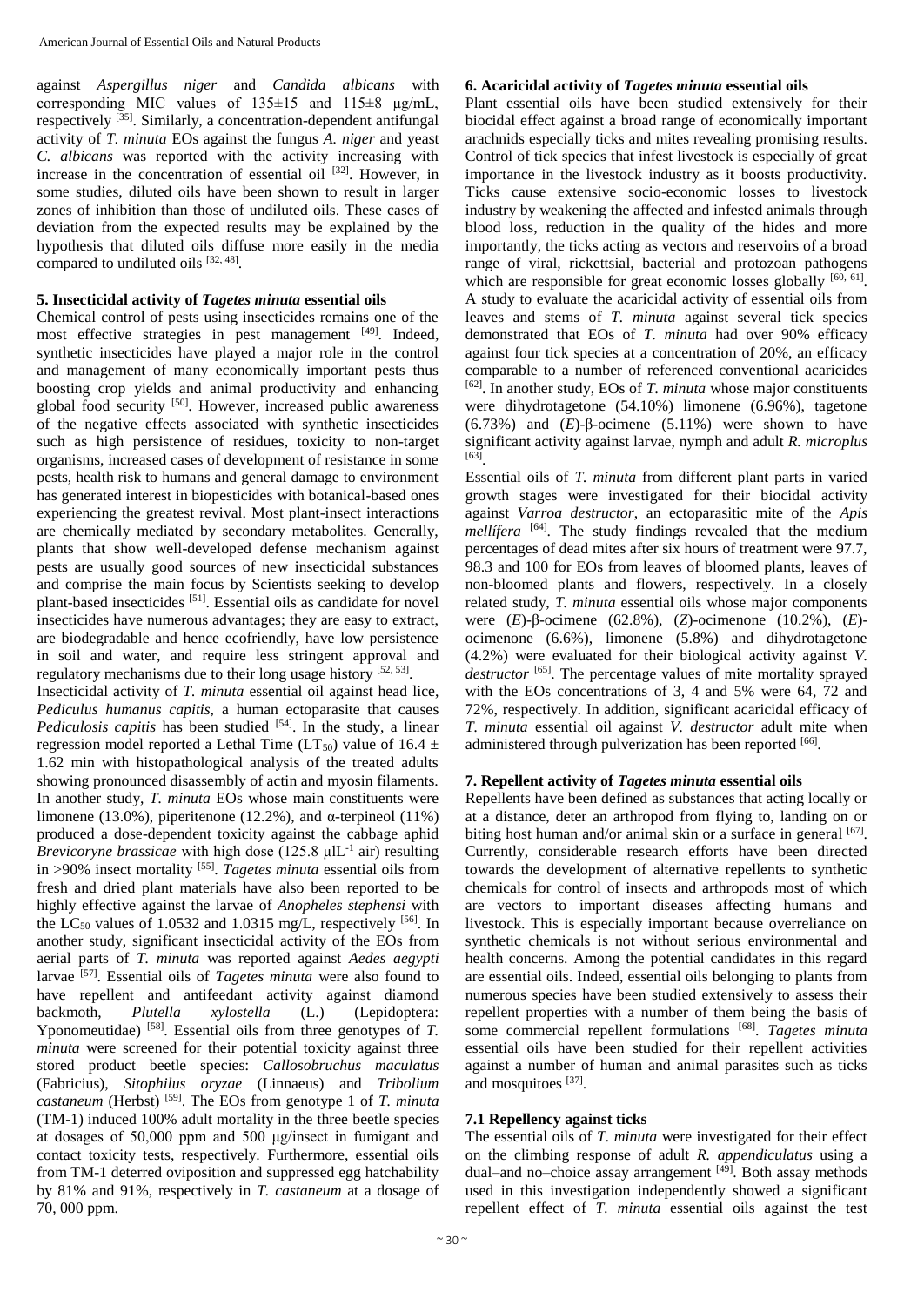against *Aspergillus niger* and *Candida albicans* with corresponding MIC values of 135±15 and 115±8 μg/mL, respectively [35]. Similarly, a concentration-dependent antifungal activity of *T. minuta* EOs against the fungus *A. niger* and yeast *C. albicans* was reported with the activity increasing with increase in the concentration of essential oil [32]. However, in some studies, diluted oils have been shown to result in larger zones of inhibition than those of undiluted oils. These cases of deviation from the expected results may be explained by the hypothesis that diluted oils diffuse more easily in the media compared to undiluted oils [32, 48].

## 5. Insecticidal activity of *Tagetes minuta* essential oils

Chemical control of pests using insecticides remains one of the most effective strategies in pest management [49]. Indeed, synthetic insecticides have played a major role in the control and management of many economically important pests thus boosting crop yields and animal productivity and enhancing global food security [50]. However, increased public awareness of the negative effects associated with synthetic insecticides such as high persistence of residues, toxicity to non-target organisms, increased cases of development of resistance in some pests, health risk to humans and general damage to environment has generated interest in biopesticides with botanical-based ones experiencing the greatest revival. Most plant-insect interactions are chemically mediated by secondary metabolites. Generally, plants that show well-developed defense mechanism against pests are usually good sources of new insecticidal substances and comprise the main focus by Scientists seeking to develop plant-based insecticides [51]. Essential oils as candidate for novel insecticides have numerous advantages; they are easy to extract, are biodegradable and hence ecofriendly, have low persistence in soil and water, and require less stringent approval and regulatory mechanisms due to their long usage history [52, 53].

Insecticidal activity of *T. minuta* essential oil against head lice, *Pediculus humanus capitis,* a human ectoparasite that causes *Pediculosis capitis* has been studied [54]. In the study, a linear regression model reported a Lethal Time ($LT_{50}$) value of 16.4 ± 1.62 min with histopathological analysis of the treated adults showing pronounced disassembly of actin and myosin filaments. In another study, *T. minuta* EOs whose main constituents were limonene (13.0%), piperitenone (12.2%), and α-terpineol (11%) produced a dose-dependent toxicity against the cabbage aphid *Brevicoryne brassicae* with high dose (125.8 $\mu lL^{-1}$ air) resulting in >90% insect mortality [55]. *Tagetes minuta* essential oils from fresh and dried plant materials have also been reported to be highly effective against the larvae of *Anopheles stephensi* with the $LC_{50}$ values of 1.0532 and 1.0315 mg/L, respectively [56]. In another study, significant insecticidal activity of the EOs from aerial parts of *T. minuta* was reported against *Aedes aegypti* larvae [57]. Essential oils of *Tagetes minuta* were also found to have repellent and antifeedant activity against diamond backmoth, *Plutella xylostella* (L.) (Lepidoptera: Yponomeutidae) [58]. Essential oils from three genotypes of *T. minuta* were screened for their potential toxicity against three stored product beetle species: *Callosobruchus maculatus* (Fabricius), *Sitophilus oryzae* (Linnaeus) and *Tribolium castaneum* (Herbst) [59]. The EOs from genotype 1 of *T. minuta* (TM-1) induced 100% adult mortality in the three beetle species at dosages of 50,000 ppm and 500 μg/insect in fumigant and contact toxicity tests, respectively. Furthermore, essential oils from TM-1 deterred oviposition and suppressed egg hatchability by 81% and 91%, respectively in *T. castaneum* at a dosage of 70, 000 ppm.

## 6. Acaricidal activity of *Tagetes minuta* essential oils

Plant essential oils have been studied extensively for their biocidal effect against a broad range of economically important arachnids especially ticks and mites revealing promising results. Control of tick species that infest livestock is especially of great importance in the livestock industry as it boosts productivity. Ticks cause extensive socio-economic losses to livestock industry by weakening the affected and infested animals through blood loss, reduction in the quality of the hides and more importantly, the ticks acting as vectors and reservoirs of a broad range of viral, rickettsial, bacterial and protozoan pathogens which are responsible for great economic losses globally [60, 61]. A study to evaluate the acaricidal activity of essential oils from leaves and stems of *T. minuta* against several tick species demonstrated that EOs of *T. minuta* had over 90% efficacy against four tick species at a concentration of 20%, an efficacy comparable to a number of referenced conventional acaricides [62]. In another study, EOs of *T. minuta* whose major constituents were dihydrotagetone (54.10%) limonene (6.96%), tagetone (6.73%) and (*E*)-β-ocimene (5.11%) were shown to have significant activity against larvae, nymph and adult *R. microplus* [63].

Essential oils of *T. minuta* from different plant parts in varied growth stages were investigated for their biocidal activity against *Varroa destructor*, an ectoparasitic mite of the *Apis mellífera* [64]. The study findings revealed that the medium percentages of dead mites after six hours of treatment were 97.7, 98.3 and 100 for EOs from leaves of bloomed plants, leaves of non-bloomed plants and flowers, respectively. In a closely related study, *T. minuta* essential oils whose major components were (*E*)-β-ocimene (62.8%), (*Z*)-ocimenone (10.2%), (*E*)-ocimenone (6.6%), limonene (5.8%) and dihydrotagetone (4.2%) were evaluated for their biological activity against *V. destructor* [65]. The percentage values of mite mortality sprayed with the EOs concentrations of 3, 4 and 5% were 64, 72 and 72%, respectively. In addition, significant acaricidal efficacy of *T. minuta* essential oil against *V. destructor* adult mite when administered through pulverization has been reported [66].

## 7. Repellent activity of *Tagetes minuta* essential oils

Repellents have been defined as substances that acting locally or at a distance, deter an arthropod from flying to, landing on or biting host human and/or animal skin or a surface in general [67]. Currently, considerable research efforts have been directed towards the development of alternative repellents to synthetic chemicals for control of insects and arthropods most of which are vectors to important diseases affecting humans and livestock. This is especially important because overreliance on synthetic chemicals is not without serious environmental and health concerns. Among the potential candidates in this regard are essential oils. Indeed, essential oils belonging to plants from numerous species have been studied extensively to assess their repellent properties with a number of them being the basis of some commercial repellent formulations [68]. *Tagetes minuta* essential oils have been studied for their repellent activities against a number of human and animal parasites such as ticks and mosquitoes [37].

### 7.1 Repellency against ticks

The essential oils of *T. minuta* were investigated for their effect on the climbing response of adult *R. appendiculatus* using a dual–and no–choice assay arrangement [49]. Both assay methods used in this investigation independently showed a significant repellent effect of *T. minuta* essential oils against the test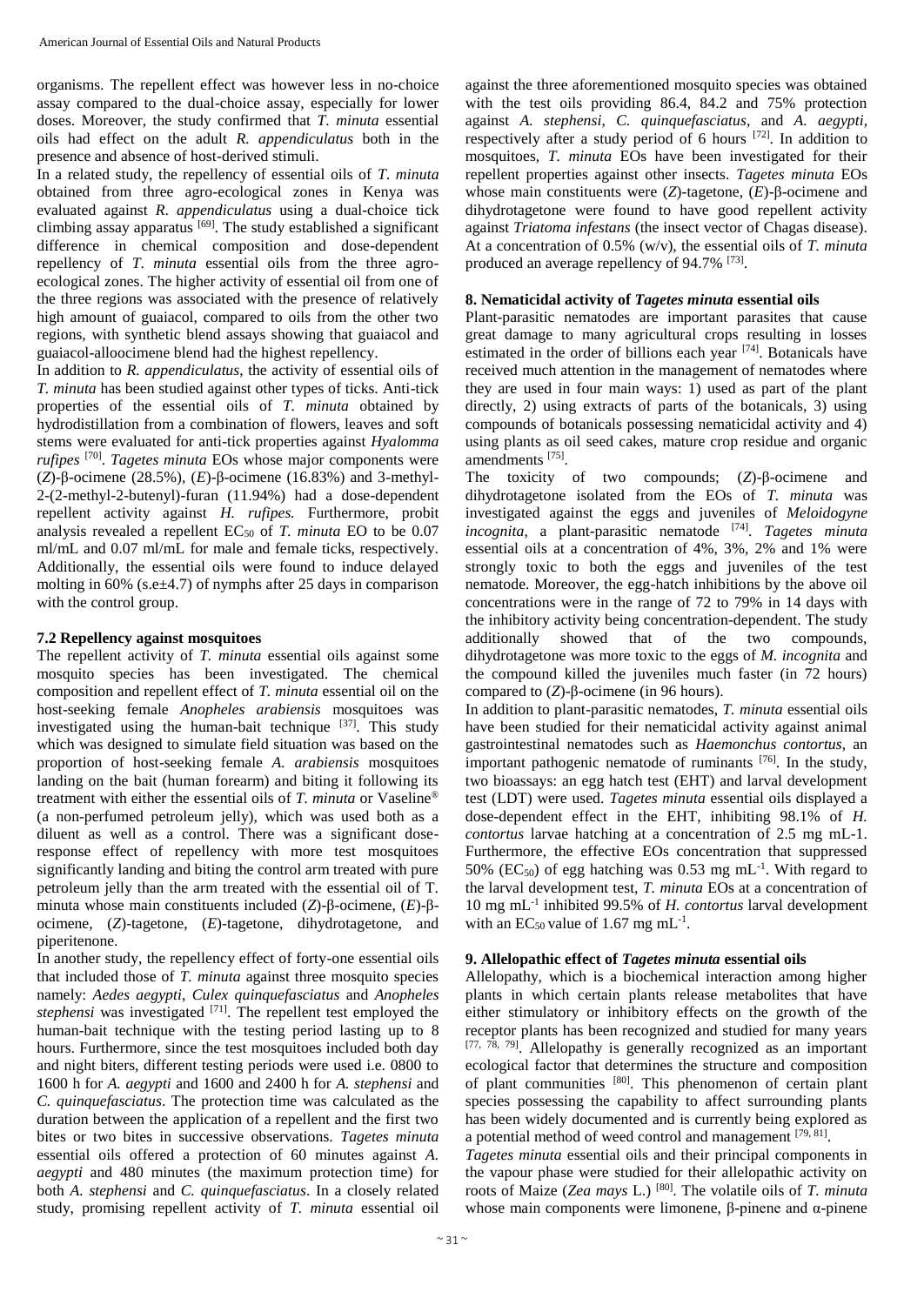organisms. The repellent effect was however less in no-choice assay compared to the dual-choice assay, especially for lower doses. Moreover, the study confirmed that *T. minuta* essential oils had effect on the adult *R. appendiculatus* both in the presence and absence of host-derived stimuli.

In a related study, the repellency of essential oils of *T. minuta* obtained from three agro-ecological zones in Kenya was evaluated against *R. appendiculatus* using a dual-choice tick climbing assay apparatus [69]. The study established a significant difference in chemical composition and dose-dependent repellency of *T. minuta* essential oils from the three agro-ecological zones. The higher activity of essential oil from one of the three regions was associated with the presence of relatively high amount of guaiacol, compared to oils from the other two regions, with synthetic blend assays showing that guaiacol and guaiacol-alloocimene blend had the highest repellency.

In addition to *R. appendiculatus*, the activity of essential oils of *T. minuta* has been studied against other types of ticks. Anti-tick properties of the essential oils of *T. minuta* obtained by hydrodistillation from a combination of flowers, leaves and soft stems were evaluated for anti-tick properties against *Hyalomma rufipes* [70]. *Tagetes minuta* EOs whose major components were (*Z*)-β-ocimene (28.5%), (*E*)-β-ocimene (16.83%) and 3-methyl-2-(2-methyl-2-butenyl)-furan (11.94%) had a dose-dependent repellent activity against *H. rufipes.* Furthermore, probit analysis revealed a repellent $EC_{50}$ of *T. minuta* EO to be 0.07 ml/mL and 0.07 ml/mL for male and female ticks, respectively. Additionally, the essential oils were found to induce delayed molting in 60% (s.e±4.7) of nymphs after 25 days in comparison with the control group.

### 7.2 Repellency against mosquitoes

The repellent activity of *T. minuta* essential oils against some mosquito species has been investigated. The chemical composition and repellent effect of *T. minuta* essential oil on the host-seeking female *Anopheles arabiensis* mosquitoes was investigated using the human-bait technique [37]. This study which was designed to simulate field situation was based on the proportion of host-seeking female *A. arabiensis* mosquitoes landing on the bait (human forearm) and biting it following its treatment with either the essential oils of *T. minuta* or Vaseline® (a non-perfumed petroleum jelly), which was used both as a diluent as well as a control. There was a significant dose-response effect of repellency with more test mosquitoes significantly landing and biting the control arm treated with pure petroleum jelly than the arm treated with the essential oil of T. minuta whose main constituents included (*Z*)-β-ocimene, (*E*)-β-ocimene, (*Z*)-tagetone, (*E*)-tagetone, dihydrotagetone, and piperitenone.

In another study, the repellency effect of forty-one essential oils that included those of *T. minuta* against three mosquito species namely: *Aedes aegypti*, *Culex quinquefasciatus* and *Anopheles stephensi* was investigated [71]. The repellent test employed the human-bait technique with the testing period lasting up to 8 hours. Furthermore, since the test mosquitoes included both day and night biters, different testing periods were used i.e. 0800 to 1600 h for *A. aegypti* and 1600 and 2400 h for *A. stephensi* and *C. quinquefasciatus*. The protection time was calculated as the duration between the application of a repellent and the first two bites or two bites in successive observations. *Tagetes minuta* essential oils offered a protection of 60 minutes against *A. aegypti* and 480 minutes (the maximum protection time) for both *A. stephensi* and *C. quinquefasciatus*. In a closely related study, promising repellent activity of *T. minuta* essential oil against the three aforementioned mosquito species was obtained with the test oils providing 86.4, 84.2 and 75% protection against *A. stephensi*, *C. quinquefasciatus*, and *A. aegypti*, respectively after a study period of 6 hours [72]. In addition to mosquitoes, *T. minuta* EOs have been investigated for their repellent properties against other insects. *Tagetes minuta* EOs whose main constituents were (*Z*)-tagetone, (*E*)-β-ocimene and dihydrotagetone were found to have good repellent activity against *Triatoma infestans* (the insect vector of Chagas disease). At a concentration of 0.5% (w/v), the essential oils of *T. minuta* produced an average repellency of 94.7% [73].

## 8. Nematicidal activity of *Tagetes minuta* essential oils

Plant-parasitic nematodes are important parasites that cause great damage to many agricultural crops resulting in losses estimated in the order of billions each year [74]. Botanicals have received much attention in the management of nematodes where they are used in four main ways: 1) used as part of the plant directly, 2) using extracts of parts of the botanicals, 3) using compounds of botanicals possessing nematicidal activity and 4) using plants as oil seed cakes, mature crop residue and organic amendments [75].

The toxicity of two compounds; (*Z*)-β-ocimene and dihydrotagetone isolated from the EOs of *T. minuta* was investigated against the eggs and juveniles of *Meloidogyne incognita*, a plant-parasitic nematode [74]. *Tagetes minuta* essential oils at a concentration of 4%, 3%, 2% and 1% were strongly toxic to both the eggs and juveniles of the test nematode. Moreover, the egg-hatch inhibitions by the above oil concentrations were in the range of 72 to 79% in 14 days with the inhibitory activity being concentration-dependent. The study additionally showed that of the two compounds, dihydrotagetone was more toxic to the eggs of *M. incognita* and the compound killed the juveniles much faster (in 72 hours) compared to (*Z*)-β-ocimene (in 96 hours).

In addition to plant-parasitic nematodes, *T. minuta* essential oils have been studied for their nematicidal activity against animal gastrointestinal nematodes such as *Haemonchus contortus*, an important pathogenic nematode of ruminants [76]. In the study, two bioassays: an egg hatch test (EHT) and larval development test (LDT) were used. *Tagetes minuta* essential oils displayed a dose-dependent effect in the EHT, inhibiting 98.1% of *H. contortus* larvae hatching at a concentration of 2.5 mg mL-1. Furthermore, the effective EOs concentration that suppressed 50% ($EC_{50}$) of egg hatching was 0.53 mg $mL^{-1}$. With regard to the larval development test, *T. minuta* EOs at a concentration of 10 mg $mL^{-1}$ inhibited 99.5% of *H. contortus* larval development with an $EC_{50}$ value of 1.67 mg $mL^{-1}$.

## 9. Allelopathic effect of *Tagetes minuta* essential oils

Allelopathy, which is a biochemical interaction among higher plants in which certain plants release metabolites that have either stimulatory or inhibitory effects on the growth of the receptor plants has been recognized and studied for many years [77, 78, 79]. Allelopathy is generally recognized as an important ecological factor that determines the structure and composition of plant communities [80]. This phenomenon of certain plant species possessing the capability to affect surrounding plants has been widely documented and is currently being explored as a potential method of weed control and management [79, 81].

*Tagetes minuta* essential oils and their principal components in the vapour phase were studied for their allelopathic activity on roots of Maize (*Zea mays* L.) [80]. The volatile oils of *T. minuta* whose main components were limonene, β-pinene and α-pinene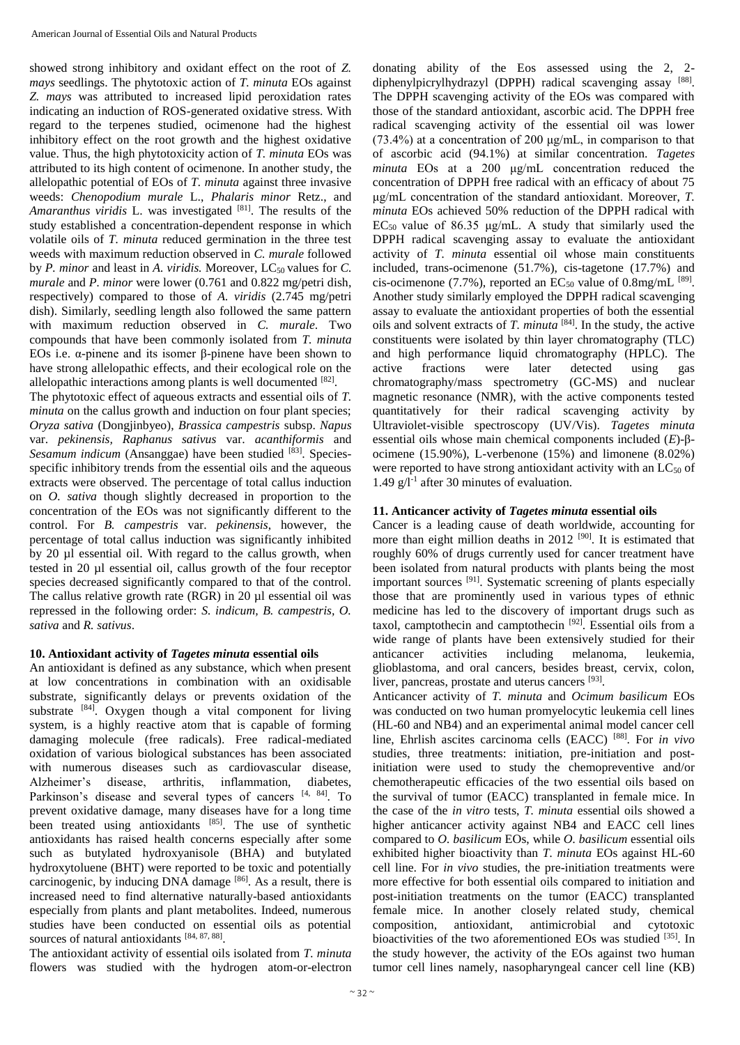showed strong inhibitory and oxidant effect on the root of *Z. mays* seedlings. The phytotoxic action of *T. minuta* EOs against *Z. mays* was attributed to increased lipid peroxidation rates indicating an induction of ROS-generated oxidative stress. With regard to the terpenes studied, ocimenone had the highest inhibitory effect on the root growth and the highest oxidative value. Thus, the high phytotoxicity action of *T. minuta* EOs was attributed to its high content of ocimenone. In another study, the allelopathic potential of EOs of *T. minuta* against three invasive weeds: *Chenopodium murale* L., *Phalaris minor* Retz., and *Amaranthus viridis* L. was investigated [81]. The results of the study established a concentration-dependent response in which volatile oils of *T. minuta* reduced germination in the three test weeds with maximum reduction observed in *C. murale* followed by *P. minor* and least in *A. viridis.* Moreover, $LC_{50}$ values for *C. murale* and *P. minor* were lower (0.761 and 0.822 mg/petri dish, respectively) compared to those of *A. viridis* (2.745 mg/petri dish). Similarly, seedling length also followed the same pattern with maximum reduction observed in *C. murale.* Two compounds that have been commonly isolated from *T. minuta* EOs i.e. α-pinene and its isomer β-pinene have been shown to have strong allelopathic effects, and their ecological role on the allelopathic interactions among plants is well documented [82].

The phytotoxic effect of aqueous extracts and essential oils of *T. minuta* on the callus growth and induction on four plant species; *Oryza sativa* (Dongjinbyeo), *Brassica campestris* subsp. *Napus* var. *pekinensis, Raphanus sativus* var. *acanthiformis* and *Sesamum indicum* (Ansanggae) have been studied [83]. Species-specific inhibitory trends from the essential oils and the aqueous extracts were observed. The percentage of total callus induction on *O. sativa* though slightly decreased in proportion to the concentration of the EOs was not significantly different to the control. For *B. campestris* var. *pekinensis*, however, the percentage of total callus induction was significantly inhibited by 20 µl essential oil. With regard to the callus growth, when tested in 20 µl essential oil, callus growth of the four receptor species decreased significantly compared to that of the control. The callus relative growth rate (RGR) in 20 µl essential oil was repressed in the following order: *S. indicum, B. campestris, O. sativa* and *R. sativus*.

## 10. Antioxidant activity of *Tagetes minuta* essential oils

An antioxidant is defined as any substance, which when present at low concentrations in combination with an oxidisable substrate, significantly delays or prevents oxidation of the substrate [84]. Oxygen though a vital component for living system, is a highly reactive atom that is capable of forming damaging molecule (free radicals). Free radical-mediated oxidation of various biological substances has been associated with numerous diseases such as cardiovascular disease, Alzheimer's disease, arthritis, inflammation, diabetes, Parkinson's disease and several types of cancers [4, 84]. To prevent oxidative damage, many diseases have for a long time been treated using antioxidants [85]. The use of synthetic antioxidants has raised health concerns especially after some such as butylated hydroxyanisole (BHA) and butylated hydroxytoluene (BHT) were reported to be toxic and potentially carcinogenic, by inducing DNA damage [86]. As a result, there is increased need to find alternative naturally-based antioxidants especially from plants and plant metabolites. Indeed, numerous studies have been conducted on essential oils as potential sources of natural antioxidants [84, 87, 88].

The antioxidant activity of essential oils isolated from *T. minuta* flowers was studied with the hydrogen atom-or-electron donating ability of the Eos assessed using the 2, 2-diphenylpicrylhydrazyl (DPPH) radical scavenging assay [88]. The DPPH scavenging activity of the EOs was compared with those of the standard antioxidant, ascorbic acid. The DPPH free radical scavenging activity of the essential oil was lower (73.4%) at a concentration of 200 µg/mL, in comparison to that of ascorbic acid (94.1%) at similar concentration. *Tagetes minuta* EOs at a 200 µg/mL concentration reduced the concentration of DPPH free radical with an efficacy of about 75 µg/mL concentration of the standard antioxidant. Moreover, *T. minuta* EOs achieved 50% reduction of the DPPH radical with $EC_{50}$ value of 86.35 µg/mL. A study that similarly used the DPPH radical scavenging assay to evaluate the antioxidant activity of *T. minuta* essential oil whose main constituents included, trans-ocimenone (51.7%), cis-tagetone (17.7%) and cis-ocimenone (7.7%), reported an $EC_{50}$ value of 0.8mg/mL [89]. Another study similarly employed the DPPH radical scavenging assay to evaluate the antioxidant properties of both the essential oils and solvent extracts of *T. minuta* [84]. In the study, the active constituents were isolated by thin layer chromatography (TLC) and high performance liquid chromatography (HPLC). The active fractions were later detected using gas chromatography/mass spectrometry (GC-MS) and nuclear magnetic resonance (NMR), with the active components tested quantitatively for their radical scavenging activity by Ultraviolet-visible spectroscopy (UV/Vis). *Tagetes minuta* essential oils whose main chemical components included (*E*)-β-ocimene (15.90%), L-verbenone (15%) and limonene (8.02%) were reported to have strong antioxidant activity with an $LC_{50}$ of 1.49 $g/l^{-1}$ after 30 minutes of evaluation.

## 11. Anticancer activity of *Tagetes minuta* essential oils

Cancer is a leading cause of death worldwide, accounting for more than eight million deaths in 2012 [90]. It is estimated that roughly 60% of drugs currently used for cancer treatment have been isolated from natural products with plants being the most important sources [91]. Systematic screening of plants especially those that are prominently used in various types of ethnic medicine has led to the discovery of important drugs such as taxol, camptothecin and camptothecin [92]. Essential oils from a wide range of plants have been extensively studied for their anticancer activities including melanoma, leukemia, glioblastoma, and oral cancers, besides breast, cervix, colon, liver, pancreas, prostate and uterus cancers [93].

Anticancer activity of *T. minuta* and *Ocimum basilicum* EOs was conducted on two human promyelocytic leukemia cell lines (HL-60 and NB4) and an experimental animal model cancer cell line, Ehrlish ascites carcinoma cells (EACC) [88]. For *in vivo* studies, three treatments: initiation, pre-initiation and post-initiation were used to study the chemopreventive and/or chemotherapeutic efficacies of the two essential oils based on the survival of tumor (EACC) transplanted in female mice. In the case of the *in vitro* tests, *T. minuta* essential oils showed a higher anticancer activity against NB4 and EACC cell lines compared to *O. basilicum* EOs, while *O. basilicum* essential oils exhibited higher bioactivity than *T. minuta* EOs against HL-60 cell line. For *in vivo* studies, the pre-initiation treatments were more effective for both essential oils compared to initiation and post-initiation treatments on the tumor (EACC) transplanted female mice. In another closely related study, chemical composition, antioxidant, antimicrobial and cytotoxic bioactivities of the two aforementioned EOs was studied [35]. In the study however, the activity of the EOs against two human tumor cell lines namely, nasopharyngeal cancer cell line (KB)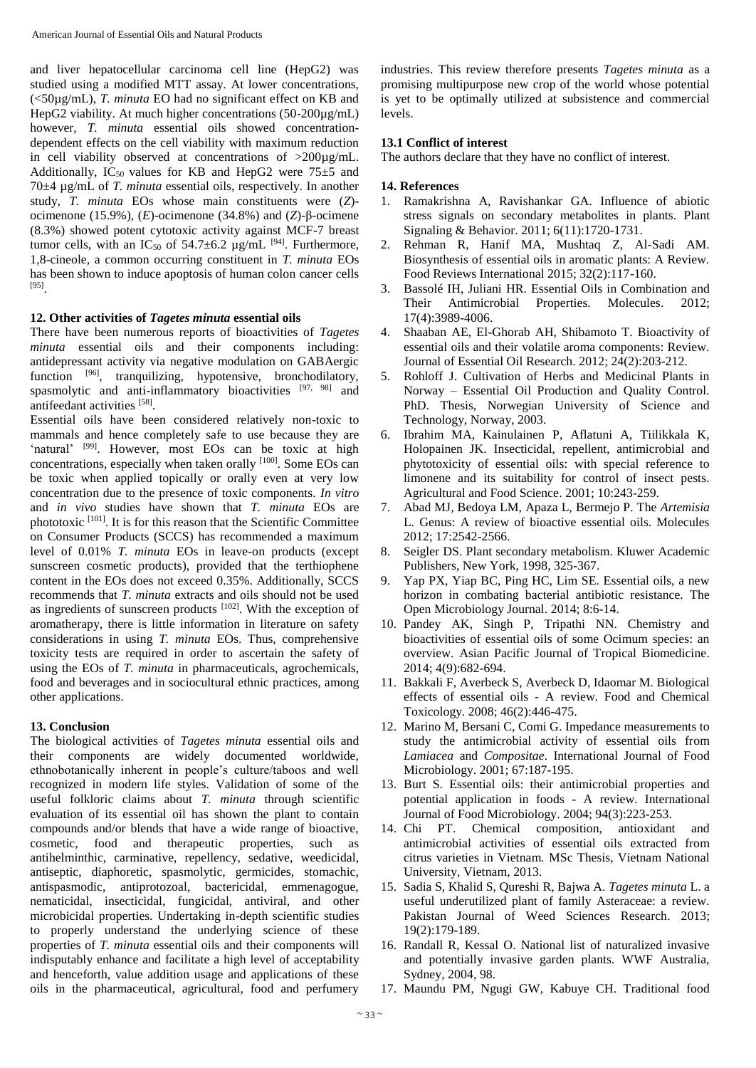and liver hepatocellular carcinoma cell line (HepG2) was studied using a modified MTT assay. At lower concentrations, (<50µg/mL), *T. minuta* EO had no significant effect on KB and HepG2 viability. At much higher concentrations (50-200µg/mL) however, *T. minuta* essential oils showed concentration-dependent effects on the cell viability with maximum reduction in cell viability observed at concentrations of >200µg/mL. Additionally, $IC_{50}$ values for KB and HepG2 were 75±5 and 70±4 µg/mL of *T. minuta* essential oils, respectively. In another study, *T. minuta* EOs whose main constituents were (*Z*)-ocimenone (15.9%), (*E*)-ocimenone (34.8%) and (*Z*)-β-ocimene (8.3%) showed potent cytotoxic activity against MCF-7 breast tumor cells, with an $IC_{50}$ of 54.7±6.2 µg/mL [94]. Furthermore, 1,8-cineole, a common occurring constituent in *T. minuta* EOs has been shown to induce apoptosis of human colon cancer cells [95].

## 12. Other activities of *Tagetes minuta* essential oils

There have been numerous reports of bioactivities of *Tagetes minuta* essential oils and their components including: antidepressant activity via negative modulation on GABAergic function [96], tranquilizing, hypotensive, bronchodilatory, spasmolytic and anti-inflammatory bioactivities [97, 98] and antifeedant activities [58].

Essential oils have been considered relatively non-toxic to mammals and hence completely safe to use because they are 'natural' [99]. However, most EOs can be toxic at high concentrations, especially when taken orally [100]. Some EOs can be toxic when applied topically or orally even at very low concentration due to the presence of toxic components. *In vitro* and *in vivo* studies have shown that *T. minuta* EOs are phototoxic [101]. It is for this reason that the Scientific Committee on Consumer Products (SCCS) has recommended a maximum level of 0.01% *T. minuta* EOs in leave-on products (except sunscreen cosmetic products), provided that the terthiophene content in the EOs does not exceed 0.35%. Additionally, SCCS recommends that *T. minuta* extracts and oils should not be used as ingredients of sunscreen products [102]. With the exception of aromatherapy, there is little information in literature on safety considerations in using *T. minuta* EOs. Thus, comprehensive toxicity tests are required in order to ascertain the safety of using the EOs of *T. minuta* in pharmaceuticals, agrochemicals, food and beverages and in sociocultural ethnic practices, among other applications.

## 13. Conclusion

The biological activities of *Tagetes minuta* essential oils and their components are widely documented worldwide, ethnobotanically inherent in people's culture/taboos and well recognized in modern life styles. Validation of some of the useful folkloric claims about *T. minuta* through scientific evaluation of its essential oil has shown the plant to contain compounds and/or blends that have a wide range of bioactive, cosmetic, food and therapeutic properties, such as antihelminthic, carminative, repellency, sedative, weedicidal, antiseptic, diaphoretic, spasmolytic, germicides, stomachic, antispasmodic, antiprotozoal, bactericidal, emmenagogue, nematicidal, insecticidal, fungicidal, antiviral, and other microbicidal properties. Undertaking in-depth scientific studies to properly understand the underlying science of these properties of *T. minuta* essential oils and their components will indisputably enhance and facilitate a high level of acceptability and henceforth, value addition usage and applications of these oils in the pharmaceutical, agricultural, food and perfumery industries. This review therefore presents *Tagetes minuta* as a promising multipurpose new crop of the world whose potential is yet to be optimally utilized at subsistence and commercial levels.

### 13.1 Conflict of interest

The authors declare that they have no conflict of interest.

## 14. References

1. Ramakrishna A, Ravishankar GA. Influence of abiotic stress signals on secondary metabolites in plants. Plant Signaling & Behavior. 2011; 6(11):1720-1731.
2. Rehman R, Hanif MA, Mushtaq Z, Al-Sadi AM. Biosynthesis of essential oils in aromatic plants: A Review. Food Reviews International 2015; 32(2):117-160.
3. Bassolé IH, Juliani HR. Essential Oils in Combination and Their Antimicrobial Properties. Molecules. 2012; 17(4):3989-4006.
4. Shaaban AE, El-Ghorab AH, Shibamoto T. Bioactivity of essential oils and their volatile aroma components: Review. Journal of Essential Oil Research. 2012; 24(2):203-212.
5. Rohloff J. Cultivation of Herbs and Medicinal Plants in Norway – Essential Oil Production and Quality Control. PhD. Thesis, Norwegian University of Science and Technology, Norway, 2003.
6. Ibrahim MA, Kainulainen P, Aflatuni A, Tiilikkala K, Holopainen JK. Insecticidal, repellent, antimicrobial and phytotoxicity of essential oils: with special reference to limonene and its suitability for control of insect pests. Agricultural and Food Science. 2001; 10:243-259.
7. Abad MJ, Bedoya LM, Apaza L, Bermejo P. The *Artemisia* L. Genus: A review of bioactive essential oils. Molecules 2012; 17:2542-2566.
8. Seigler DS. Plant secondary metabolism. Kluwer Academic Publishers, New York, 1998, 325-367.
9. Yap PX, Yiap BC, Ping HC, Lim SE. Essential oils, a new horizon in combating bacterial antibiotic resistance. The Open Microbiology Journal. 2014; 8:6-14.
10. Pandey AK, Singh P, Tripathi NN. Chemistry and bioactivities of essential oils of some Ocimum species: an overview. Asian Pacific Journal of Tropical Biomedicine. 2014; 4(9):682-694.
11. Bakkali F, Averbeck S, Averbeck D, Idaomar M. Biological effects of essential oils - A review. Food and Chemical Toxicology. 2008; 46(2):446-475.
12. Marino M, Bersani C, Comi G. Impedance measurements to study the antimicrobial activity of essential oils from *Lamiacea* and *Compositae*. International Journal of Food Microbiology. 2001; 67:187-195.
13. Burt S. Essential oils: their antimicrobial properties and potential application in foods - A review. International Journal of Food Microbiology. 2004; 94(3):223-253.
14. Chi PT. Chemical composition, antioxidant and antimicrobial activities of essential oils extracted from citrus varieties in Vietnam. MSc Thesis, Vietnam National University, Vietnam, 2013.
15. Sadia S, Khalid S, Qureshi R, Bajwa A. *Tagetes minuta* L. a useful underutilized plant of family Asteraceae: a review. Pakistan Journal of Weed Sciences Research. 2013; 19(2):179-189.
16. Randall R, Kessal O. National list of naturalized invasive and potentially invasive garden plants. WWF Australia, Sydney, 2004, 98.
17. Maundu PM, Ngugi GW, Kabuye CH. Traditional food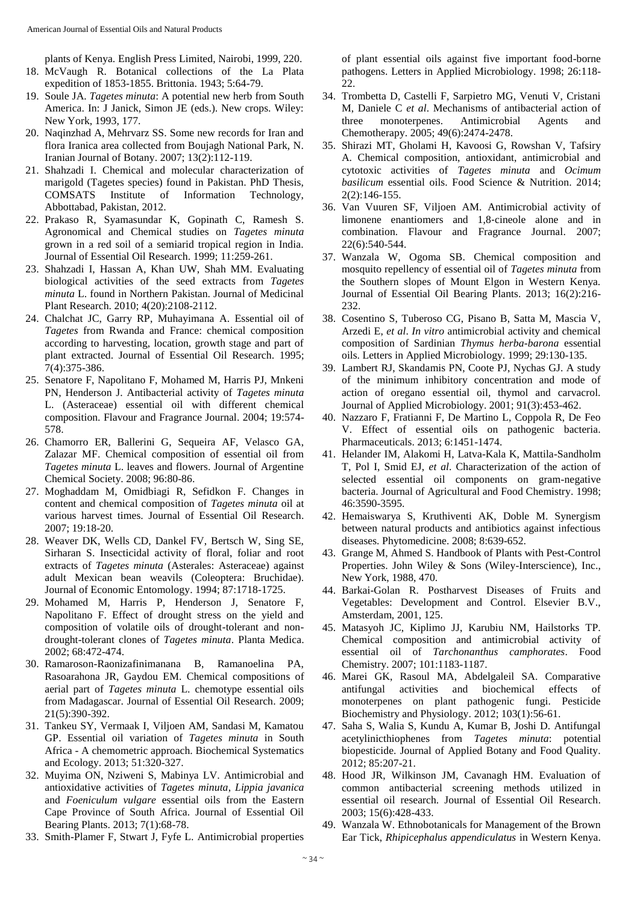plants of Kenya. English Press Limited, Nairobi, 1999, 220.

18. McVaugh R. Botanical collections of the La Plata expedition of 1853-1855. Brittonia. 1943; 5:64-79.
19. Soule JA. *Tagetes minuta*: A potential new herb from South America. In: J Janick, Simon JE (eds.). New crops. Wiley: New York, 1993, 177.
20. Naqinzhad A, Mehrvarz SS. Some new records for Iran and flora Iranica area collected from Boujagh National Park, N. Iranian Journal of Botany. 2007; 13(2):112-119.
21. Shahzadi I. Chemical and molecular characterization of marigold (Tagetes species) found in Pakistan. PhD Thesis, COMSATS Institute of Information Technology, Abbottabad, Pakistan, 2012.
22. Prakaso R, Syamasundar K, Gopinath C, Ramesh S. Agronomical and Chemical studies on *Tagetes minuta* grown in a red soil of a semiarid tropical region in India. Journal of Essential Oil Research. 1999; 11:259-261.
23. Shahzadi I, Hassan A, Khan UW, Shah MM. Evaluating biological activities of the seed extracts from *Tagetes minuta* L. found in Northern Pakistan. Journal of Medicinal Plant Research. 2010; 4(20):2108-2112.
24. Chalchat JC, Garry RP, Muhayimana A. Essential oil of *Tagetes* from Rwanda and France: chemical composition according to harvesting, location, growth stage and part of plant extracted. Journal of Essential Oil Research. 1995; 7(4):375-386.
25. Senatore F, Napolitano F, Mohamed M, Harris PJ, Mnkeni PN, Henderson J. Antibacterial activity of *Tagetes minuta* L. (Asteraceae) essential oil with different chemical composition. Flavour and Fragrance Journal. 2004; 19:574-578.
26. Chamorro ER, Ballerini G, Sequeira AF, Velasco GA, Zalazar MF. Chemical composition of essential oil from *Tagetes minuta* L. leaves and flowers. Journal of Argentine Chemical Society. 2008; 96:80-86.
27. Moghaddam M, Omidbiagi R, Sefidkon F. Changes in content and chemical composition of *Tagetes minuta* oil at various harvest times. Journal of Essential Oil Research. 2007; 19:18-20.
28. Weaver DK, Wells CD, Dankel FV, Bertsch W, Sing SE, Sirharan S. Insecticidal activity of floral, foliar and root extracts of *Tagetes minuta* (Asterales: Asteraceae) against adult Mexican bean weavils (Coleoptera: Bruchidae). Journal of Economic Entomology. 1994; 87:1718-1725.
29. Mohamed M, Harris P, Henderson J, Senatore F, Napolitano F. Effect of drought stress on the yield and composition of volatile oils of drought-tolerant and non-drought-tolerant clones of *Tagetes minuta*. Planta Medica. 2002; 68:472-474.
30. Ramaroson-Raonizafinimanana B, Ramanoelina PA, Rasoarahona JR, Gaydou EM. Chemical compositions of aerial part of *Tagetes minuta* L. chemotype essential oils from Madagascar. Journal of Essential Oil Research. 2009; 21(5):390-392.
31. Tankeu SY, Vermaak I, Viljoen AM, Sandasi M, Kamatou GP. Essential oil variation of *Tagetes minuta* in South Africa - A chemometric approach. Biochemical Systematics and Ecology. 2013; 51:320-327.
32. Muyima ON, Nziweni S, Mabinya LV. Antimicrobial and antioxidative activities of *Tagetes minuta*, *Lippia javanica* and *Foeniculum vulgare* essential oils from the Eastern Cape Province of South Africa. Journal of Essential Oil Bearing Plants. 2013; 7(1):68-78.
33. Smith-Plamer F, Stwart J, Fyfe L. Antimicrobial properties of plant essential oils against five important food-borne pathogens. Letters in Applied Microbiology. 1998; 26:118-22.
34. Trombetta D, Castelli F, Sarpietro MG, Venuti V, Cristani M, Daniele C *et al*. Mechanisms of antibacterial action of three monoterpenes. Antimicrobial Agents and Chemotherapy. 2005; 49(6):2474-2478.
35. Shirazi MT, Gholami H, Kavoosi G, Rowshan V, Tafsiry A. Chemical composition, antioxidant, antimicrobial and cytotoxic activities of *Tagetes minuta* and *Ocimum basilicum* essential oils. Food Science & Nutrition. 2014; 2(2):146-155.
36. Van Vuuren SF, Viljoen AM. Antimicrobial activity of limonene enantiomers and 1,8-cineole alone and in combination. Flavour and Fragrance Journal. 2007; 22(6):540-544.
37. Wanzala W, Ogoma SB. Chemical composition and mosquito repellency of essential oil of *Tagetes minuta* from the Southern slopes of Mount Elgon in Western Kenya. Journal of Essential Oil Bearing Plants. 2013; 16(2):216-232.
38. Cosentino S, Tuberoso CG, Pisano B, Satta M, Mascia V, Arzedi E, *et al*. *In vitro* antimicrobial activity and chemical composition of Sardinian *Thymus herba-barona* essential oils. Letters in Applied Microbiology. 1999; 29:130-135.
39. Lambert RJ, Skandamis PN, Coote PJ, Nychas GJ. A study of the minimum inhibitory concentration and mode of action of oregano essential oil, thymol and carvacrol. Journal of Applied Microbiology. 2001; 91(3):453-462.
40. Nazzaro F, Fratianni F, De Martino L, Coppola R, De Feo V. Effect of essential oils on pathogenic bacteria. Pharmaceuticals. 2013; 6:1451-1474.
41. Helander IM, Alakomi H, Latva-Kala K, Mattila-Sandholm T, Pol I, Smid EJ, *et al*. Characterization of the action of selected essential oil components on gram-negative bacteria. Journal of Agricultural and Food Chemistry. 1998; 46:3590-3595.
42. Hemaiswarya S, Kruthiventi AK, Doble M. Synergism between natural products and antibiotics against infectious diseases. Phytomedicine. 2008; 8:639-652.
43. Grange M, Ahmed S. Handbook of Plants with Pest-Control Properties. John Wiley & Sons (Wiley-Interscience), Inc., New York, 1988, 470.
44. Barkai-Golan R. Postharvest Diseases of Fruits and Vegetables: Development and Control. Elsevier B.V., Amsterdam, 2001, 125.
45. Matasyoh JC, Kiplimo JJ, Karubiu NM, Hailstorks TP. Chemical composition and antimicrobial activity of essential oil of *Tarchonanthus camphorates*. Food Chemistry. 2007; 101:1183-1187.
46. Marei GK, Rasoul MA, Abdelgaleil SA. Comparative antifungal activities and biochemical effects of monoterpenes on plant pathogenic fungi. Pesticide Biochemistry and Physiology. 2012; 103(1):56-61.
47. Saha S, Walia S, Kundu A, Kumar B, Joshi D. Antifungal acetylinicthiophenes from *Tagetes minuta*: potential biopesticide. Journal of Applied Botany and Food Quality. 2012; 85:207-21.
48. Hood JR, Wilkinson JM, Cavanagh HM. Evaluation of common antibacterial screening methods utilized in essential oil research. Journal of Essential Oil Research. 2003; 15(6):428-433.
49. Wanzala W. Ethnobotanicals for Management of the Brown Ear Tick, *Rhipicephalus appendiculatus* in Western Kenya.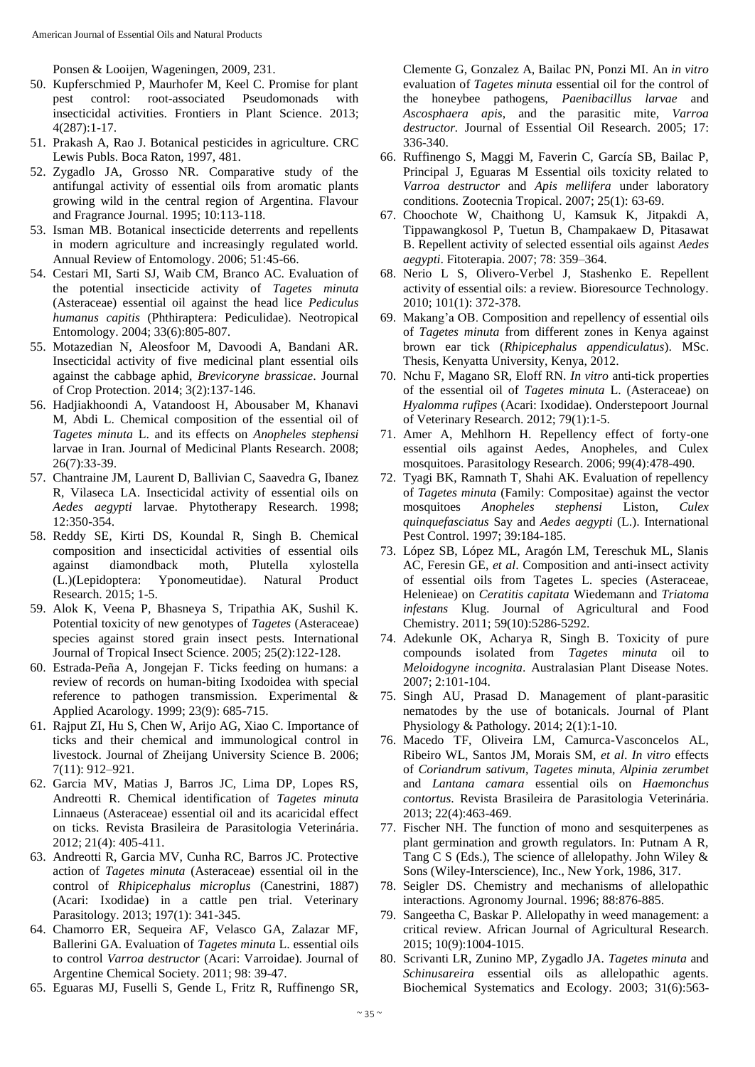Ponsen & Looijen, Wageningen, 2009, 231.

50. Kupferschmied P, Maurhofer M, Keel C. Promise for plant pest control: root-associated Pseudomonads with insecticidal activities. Frontiers in Plant Science. 2013; 4(287):1-17.
51. Prakash A, Rao J. Botanical pesticides in agriculture. CRC Lewis Publs. Boca Raton, 1997, 481.
52. Zygadlo JA, Grosso NR. Comparative study of the antifungal activity of essential oils from aromatic plants growing wild in the central region of Argentina. Flavour and Fragrance Journal. 1995; 10:113-118.
53. Isman MB. Botanical insecticide deterrents and repellents in modern agriculture and increasingly regulated world. Annual Review of Entomology. 2006; 51:45-66.
54. Cestari MI, Sarti SJ, Waib CM, Branco AC. Evaluation of the potential insecticide activity of *Tagetes minuta* (Asteraceae) essential oil against the head lice *Pediculus humanus capitis* (Phthiraptera: Pediculidae). Neotropical Entomology. 2004; 33(6):805-807.
55. Motazedian N, Aleosfoor M, Davoodi A, Bandani AR. Insecticidal activity of five medicinal plant essential oils against the cabbage aphid, *Brevicoryne brassicae*. Journal of Crop Protection. 2014; 3(2):137-146.
56. Hadjiakhoondi A, Vatandoost H, Abousaber M, Khanavi M, Abdi L. Chemical composition of the essential oil of *Tagetes minuta* L. and its effects on *Anopheles stephensi* larvae in Iran. Journal of Medicinal Plants Research. 2008; 26(7):33-39.
57. Chantraine JM, Laurent D, Ballivian C, Saavedra G, Ibanez R, Vilaseca LA. Insecticidal activity of essential oils on *Aedes aegypti* larvae. Phytotherapy Research. 1998; 12:350-354.
58. Reddy SE, Kirti DS, Koundal R, Singh B. Chemical composition and insecticidal activities of essential oils against diamondback moth, Plutella xylostella (L.)(Lepidoptera: Yponomeutidae). Natural Product Research. 2015; 1-5.
59. Alok K, Veena P, Bhasneya S, Tripathia AK, Sushil K. Potential toxicity of new genotypes of *Tagetes* (Asteraceae) species against stored grain insect pests. International Journal of Tropical Insect Science. 2005; 25(2):122-128.
60. Estrada-Peña A, Jongejan F. Ticks feeding on humans: a review of records on human-biting Ixodoidea with special reference to pathogen transmission. Experimental & Applied Acarology. 1999; 23(9): 685-715.
61. Rajput ZI, Hu S, Chen W, Arijo AG, Xiao C. Importance of ticks and their chemical and immunological control in livestock. Journal of Zheijang University Science B. 2006; 7(11): 912–921.
62. Garcia MV, Matias J, Barros JC, Lima DP, Lopes RS, Andreotti R. Chemical identification of *Tagetes minuta* Linnaeus (Asteraceae) essential oil and its acaricidal effect on ticks. Revista Brasileira de Parasitologia Veterinária. 2012; 21(4): 405-411.
63. Andreotti R, Garcia MV, Cunha RC, Barros JC. Protective action of *Tagetes minuta* (Asteraceae) essential oil in the control of *Rhipicephalus microplus* (Canestrini, 1887) (Acari: Ixodidae) in a cattle pen trial. Veterinary Parasitology. 2013; 197(1): 341-345.
64. Chamorro ER, Sequeira AF, Velasco GA, Zalazar MF, Ballerini GA. Evaluation of *Tagetes minuta* L. essential oils to control *Varroa destructor* (Acari: Varroidae). Journal of Argentine Chemical Society. 2011; 98: 39-47.
65. Eguaras MJ, Fuselli S, Gende L, Fritz R, Ruffinengo SR, Clemente G, Gonzalez A, Bailac PN, Ponzi MI. An *in vitro* evaluation of *Tagetes minuta* essential oil for the control of the honeybee pathogens, *Paenibacillus larvae* and *Ascosphaera apis*, and the parasitic mite, *Varroa destructor.* Journal of Essential Oil Research. 2005; 17: 336-340.
66. Ruffinengo S, Maggi M, Faverin C, García SB, Bailac P, Principal J, Eguaras M Essential oils toxicity related to *Varroa destructor* and *Apis mellifera* under laboratory conditions*.* Zootecnia Tropical. 2007; 25(1): 63-69.
67. Choochote W, Chaithong U, Kamsuk K, Jitpakdi A, Tippawangkosol P, Tuetun B, Champakaew D, Pitasawat B. Repellent activity of selected essential oils against *Aedes aegypti*. Fitoterapia. 2007; 78: 359–364.
68. Nerio L S, Olivero-Verbel J, Stashenko E. Repellent activity of essential oils: a review. Bioresource Technology. 2010; 101(1): 372-378.
69. Makang'a OB. Composition and repellency of essential oils of *Tagetes minuta* from different zones in Kenya against brown ear tick (*Rhipicephalus appendiculatus*). MSc. Thesis, Kenyatta University, Kenya, 2012.
70. Nchu F, Magano SR, Eloff RN. *In vitro* anti-tick properties of the essential oil of *Tagetes minuta* L. (Asteraceae) on *Hyalomma rufipes* (Acari: Ixodidae). Onderstepoort Journal of Veterinary Research. 2012; 79(1):1-5.
71. Amer A, Mehlhorn H. Repellency effect of forty-one essential oils against Aedes, Anopheles, and Culex mosquitoes. Parasitology Research. 2006; 99(4):478-490.
72. Tyagi BK, Ramnath T, Shahi AK. Evaluation of repellency of *Tagetes minuta* (Family: Compositae) against the vector mosquitoes *Anopheles stephensi* Liston, *Culex quinquefasciatus* Say and *Aedes aegypti* (L.). International Pest Control. 1997; 39:184-185.
73. López SB, López ML, Aragón LM, Tereschuk ML, Slanis AC, Feresin GE, *et al*. Composition and anti-insect activity of essential oils from Tagetes L. species (Asteraceae, Helenieae) on *Ceratitis capitata* Wiedemann and *Triatoma infestans* Klug. Journal of Agricultural and Food Chemistry. 2011; 59(10):5286-5292.
74. Adekunle OK, Acharya R, Singh B. Toxicity of pure compounds isolated from *Tagetes minuta* oil to *Meloidogyne incognita*. Australasian Plant Disease Notes. 2007; 2:101-104.
75. Singh AU, Prasad D. Management of plant-parasitic nematodes by the use of botanicals. Journal of Plant Physiology & Pathology. 2014; 2(1):1-10.
76. Macedo TF, Oliveira LM, Camurca-Vasconcelos AL, Ribeiro WL, Santos JM, Morais SM, *et al*. *In vitro* effects of *Coriandrum sativum*, *Tagetes minu*ta, *Alpinia zerumbet* and *Lantana camara* essential oils on *Haemonchus contortus.* Revista Brasileira de Parasitologia Veterinária. 2013; 22(4):463-469.
77. Fischer NH. The function of mono and sesquiterpenes as plant germination and growth regulators. In: Putnam A R, Tang C S (Eds.), The science of allelopathy. John Wiley & Sons (Wiley-Interscience), Inc., New York, 1986, 317.
78. Seigler DS. Chemistry and mechanisms of allelopathic interactions. Agronomy Journal. 1996; 88:876-885.
79. Sangeetha C, Baskar P. Allelopathy in weed management: a critical review. African Journal of Agricultural Research. 2015; 10(9):1004-1015.
80. Scrivanti LR, Zunino MP, Zygadlo JA. *Tagetes minuta* and *Schinusareira* essential oils as allelopathic agents. Biochemical Systematics and Ecology. 2003; 31(6):563-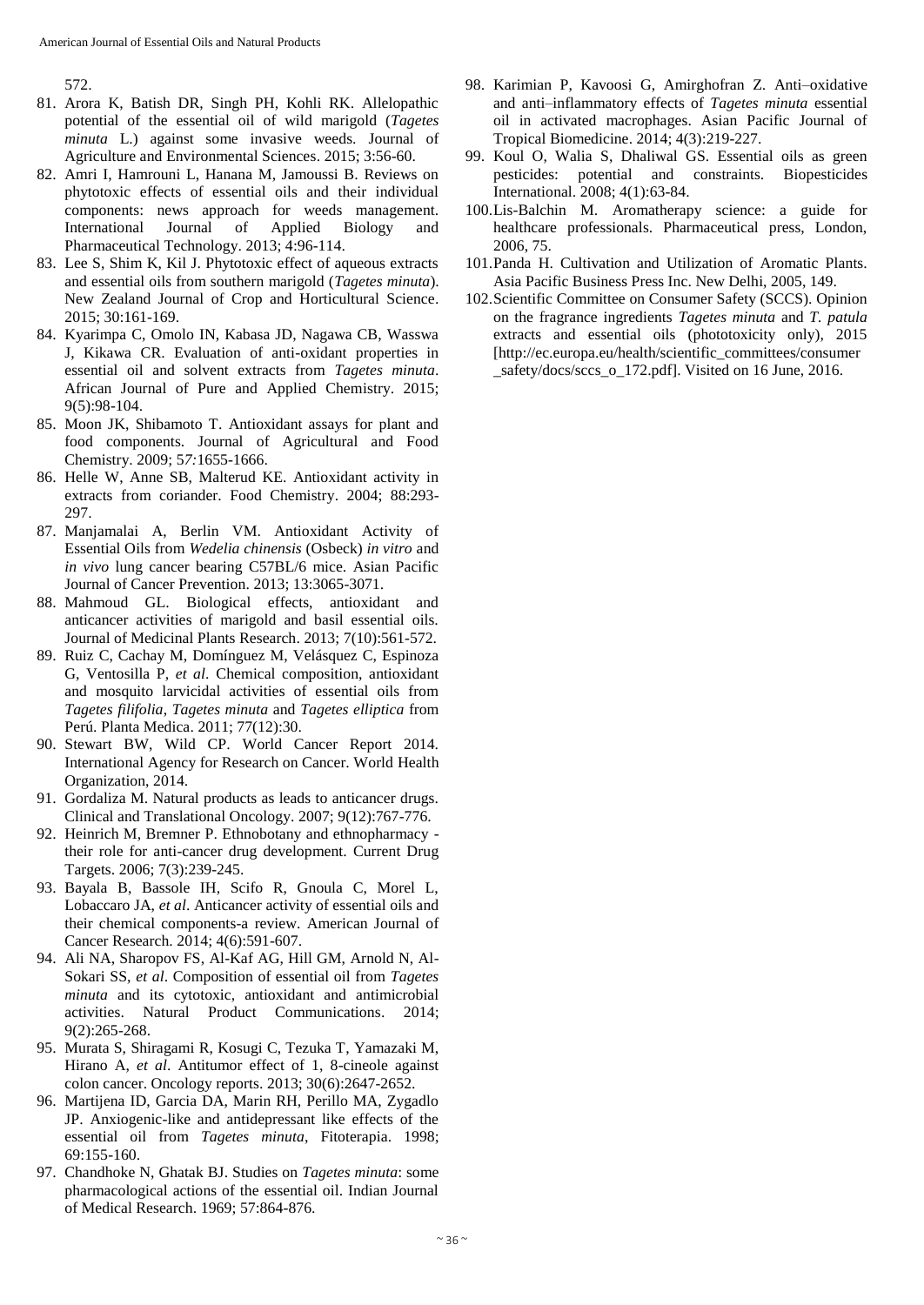572.

81. Arora K, Batish DR, Singh PH, Kohli RK. Allelopathic potential of the essential oil of wild marigold (*Tagetes minuta* L.) against some invasive weeds. Journal of Agriculture and Environmental Sciences. 2015; 3:56-60.
82. Amri I, Hamrouni L, Hanana M, Jamoussi B. Reviews on phytotoxic effects of essential oils and their individual components: news approach for weeds management. International Journal of Applied Biology and Pharmaceutical Technology. 2013; 4:96-114.
83. Lee S, Shim K, Kil J. Phytotoxic effect of aqueous extracts and essential oils from southern marigold (*Tagetes minuta*). New Zealand Journal of Crop and Horticultural Science. 2015; 30:161-169.
84. Kyarimpa C, Omolo IN, Kabasa JD, Nagawa CB, Wasswa J, Kikawa CR. Evaluation of anti-oxidant properties in essential oil and solvent extracts from *Tagetes minuta*. African Journal of Pure and Applied Chemistry. 2015; 9(5):98-104.
85. Moon JK, Shibamoto T. Antioxidant assays for plant and food components. Journal of Agricultural and Food Chemistry. 2009; 57:1655-1666.
86. Helle W, Anne SB, Malterud KE. Antioxidant activity in extracts from coriander. Food Chemistry. 2004; 88:293-297.
87. Manjamalai A, Berlin VM. Antioxidant Activity of Essential Oils from *Wedelia chinensis* (Osbeck) *in vitro* and *in vivo* lung cancer bearing C57BL/6 mice. Asian Pacific Journal of Cancer Prevention. 2013; 13:3065-3071.
88. Mahmoud GL. Biological effects, antioxidant and anticancer activities of marigold and basil essential oils. Journal of Medicinal Plants Research. 2013; 7(10):561-572.
89. Ruiz C, Cachay M, Domínguez M, Velásquez C, Espinoza G, Ventosilla P, *et al*. Chemical composition, antioxidant and mosquito larvicidal activities of essential oils from *Tagetes filifolia*, *Tagetes minuta* and *Tagetes elliptica* from Perú. Planta Medica. 2011; 77(12):30.
90. Stewart BW, Wild CP. World Cancer Report 2014. International Agency for Research on Cancer. World Health Organization, 2014.
91. Gordaliza M. Natural products as leads to anticancer drugs. Clinical and Translational Oncology. 2007; 9(12):767-776.
92. Heinrich M, Bremner P. Ethnobotany and ethnopharmacy - their role for anti-cancer drug development. Current Drug Targets. 2006; 7(3):239-245.
93. Bayala B, Bassole IH, Scifo R, Gnoula C, Morel L, Lobaccaro JA, *et al*. Anticancer activity of essential oils and their chemical components-a review. American Journal of Cancer Research. 2014; 4(6):591-607.
94. Ali NA, Sharopov FS, Al-Kaf AG, Hill GM, Arnold N, Al-Sokari SS, *et al*. Composition of essential oil from *Tagetes minuta* and its cytotoxic, antioxidant and antimicrobial activities. Natural Product Communications. 2014; 9(2):265-268.
95. Murata S, Shiragami R, Kosugi C, Tezuka T, Yamazaki M, Hirano A, *et al*. Antitumor effect of 1, 8-cineole against colon cancer. Oncology reports. 2013; 30(6):2647-2652.
96. Martijena ID, Garcia DA, Marin RH, Perillo MA, Zygadlo JP. Anxiogenic-like and antidepressant like effects of the essential oil from *Tagetes minuta*, Fitoterapia. 1998; 69:155-160.
97. Chandhoke N, Ghatak BJ. Studies on *Tagetes minuta*: some pharmacological actions of the essential oil. Indian Journal of Medical Research. 1969; 57:864-876.
98. Karimian P, Kavoosi G, Amirghofran Z. Anti–oxidative and anti–inflammatory effects of *Tagetes minuta* essential oil in activated macrophages. Asian Pacific Journal of Tropical Biomedicine. 2014; 4(3):219-227.
99. Koul O, Walia S, Dhaliwal GS. Essential oils as green pesticides: potential and constraints. Biopesticides International. 2008; 4(1):63-84.
100. Lis-Balchin M. Aromatherapy science: a guide for healthcare professionals. Pharmaceutical press, London, 2006, 75.
101. Panda H. Cultivation and Utilization of Aromatic Plants. Asia Pacific Business Press Inc. New Delhi, 2005, 149.
102. Scientific Committee on Consumer Safety (SCCS). Opinion on the fragrance ingredients *Tagetes minuta* and *T. patula* extracts and essential oils (phototoxicity only), 2015 [http://ec.europa.eu/health/scientific_committees/consumer_safety/docs/sccs_o_172.pdf]. Visited on 16 June, 2016.